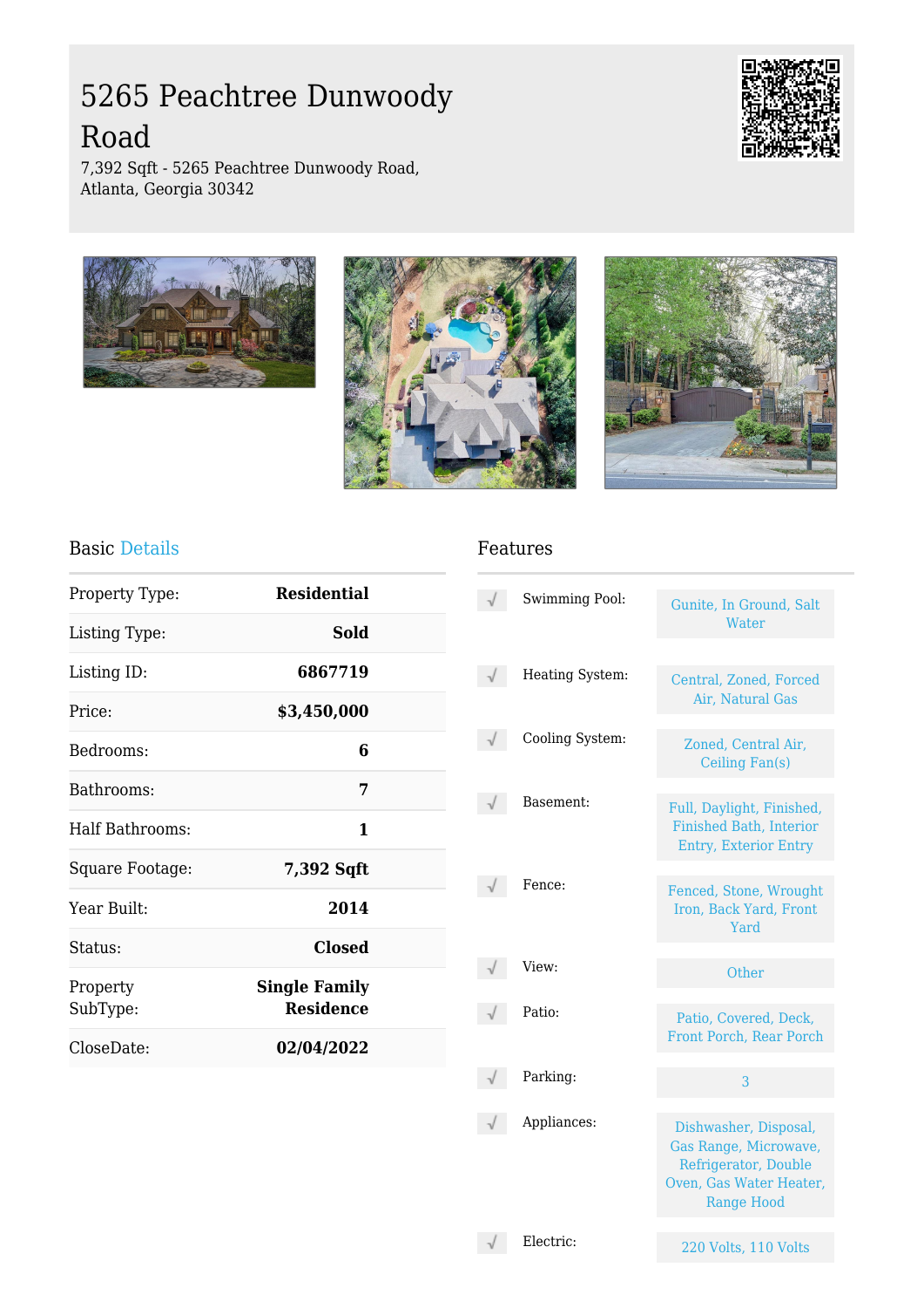# 5265 Peachtree Dunwoody Road

7,392 Sqft - 5265 Peachtree Dunwoody Road, Atlanta, Georgia 30342

## Basic Details

| | |
|---|---|
| Property Type: | **Residential** |
| Listing Type: | **Sold** |
| Listing ID: | **6867719** |
| Price: | **$3,450,000** |
| Bedrooms: | **6** |
| Bathrooms: | **7** |
| Half Bathrooms: | **1** |
| Square Footage: | **7,392 Sqft** |
| Year Built: | **2014** |
| Status: | **Closed** |
| Property SubType: | **Single Family Residence** |
| CloseDate: | **02/04/2022** |

## Features

| | |
|---|---|
| Swimming Pool: | Gunite, In Ground, Salt Water |
| Heating System: | Central, Zoned, Forced Air, Natural Gas |
| Cooling System: | Zoned, Central Air, Ceiling Fan(s) |
| Basement: | Full, Daylight, Finished, Finished Bath, Interior Entry, Exterior Entry |
| Fence: | Fenced, Stone, Wrought Iron, Back Yard, Front Yard |
| View: | Other |
| Patio: | Patio, Covered, Deck, Front Porch, Rear Porch |
| Parking: | 3 |
| Appliances: | Dishwasher, Disposal, Gas Range, Microwave, Refrigerator, Double Oven, Gas Water Heater, Range Hood |
| Electric: | 220 Volts, 110 Volts |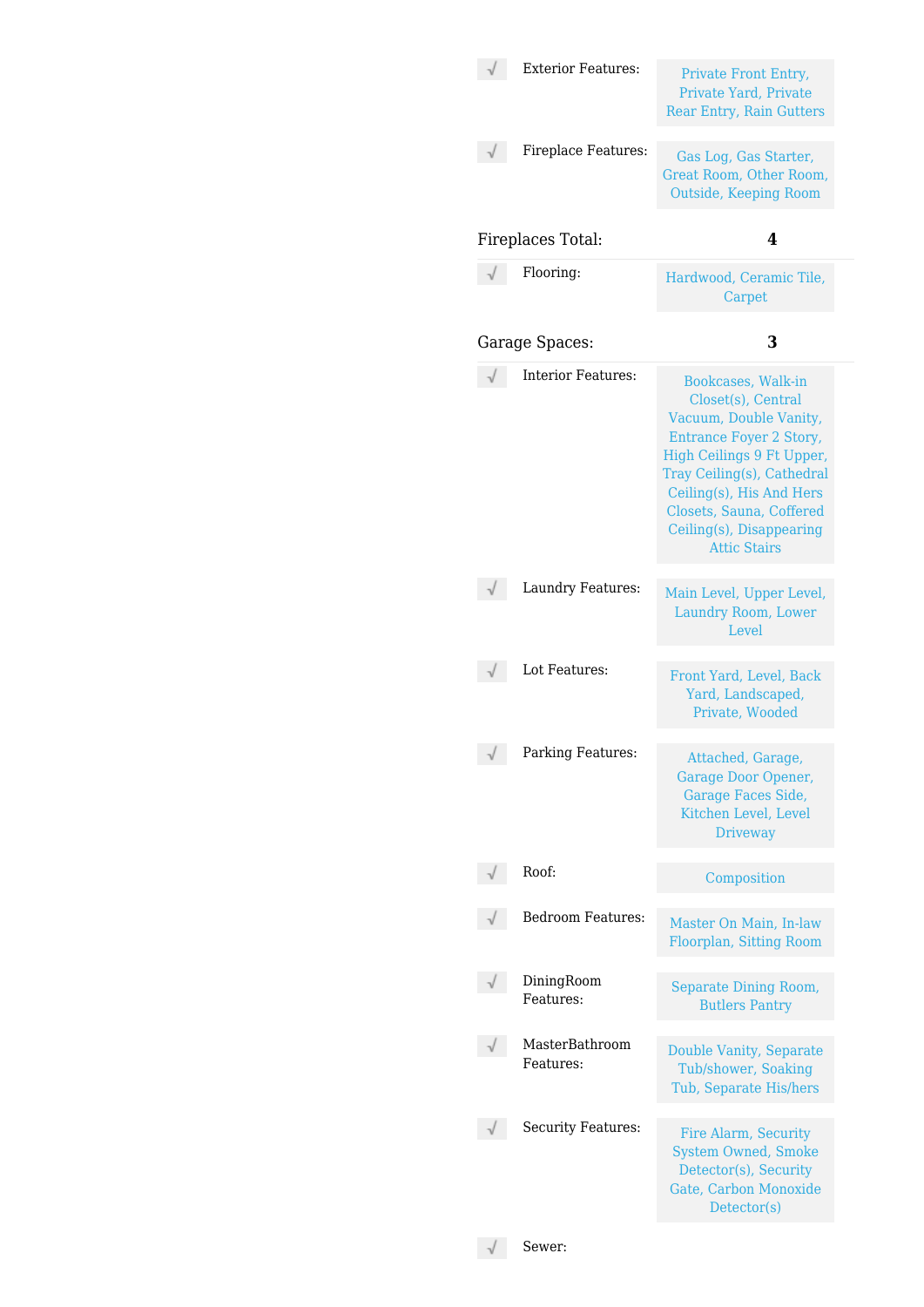| | | |
|---|---|---|
| √ | Exterior Features: | Private Front Entry, Private Yard, Private Rear Entry, Rain Gutters |
| √ | Fireplace Features: | Gas Log, Gas Starter, Great Room, Other Room, Outside, Keeping Room |

Fireplaces Total: **4**

| | | |
|---|---|---|
| √ | Flooring: | Hardwood, Ceramic Tile, Carpet |

Garage Spaces: **3**

| | | |
|---|---|---|
| √ | Interior Features: | Bookcases, Walk-in Closet(s), Central Vacuum, Double Vanity, Entrance Foyer 2 Story, High Ceilings 9 Ft Upper, Tray Ceiling(s), Cathedral Ceiling(s), His And Hers Closets, Sauna, Coffered Ceiling(s), Disappearing Attic Stairs |
| √ | Laundry Features: | Main Level, Upper Level, Laundry Room, Lower Level |
| √ | Lot Features: | Front Yard, Level, Back Yard, Landscaped, Private, Wooded |
| √ | Parking Features: | Attached, Garage, Garage Door Opener, Garage Faces Side, Kitchen Level, Level Driveway |
| √ | Roof: | Composition |
| √ | Bedroom Features: | Master On Main, In-law Floorplan, Sitting Room |
| √ | DiningRoom Features: | Separate Dining Room, Butlers Pantry |
| √ | MasterBathroom Features: | Double Vanity, Separate Tub/shower, Soaking Tub, Separate His/hers |
| √ | Security Features: | Fire Alarm, Security System Owned, Smoke Detector(s), Security Gate, Carbon Monoxide Detector(s) |
| √ | Sewer: | |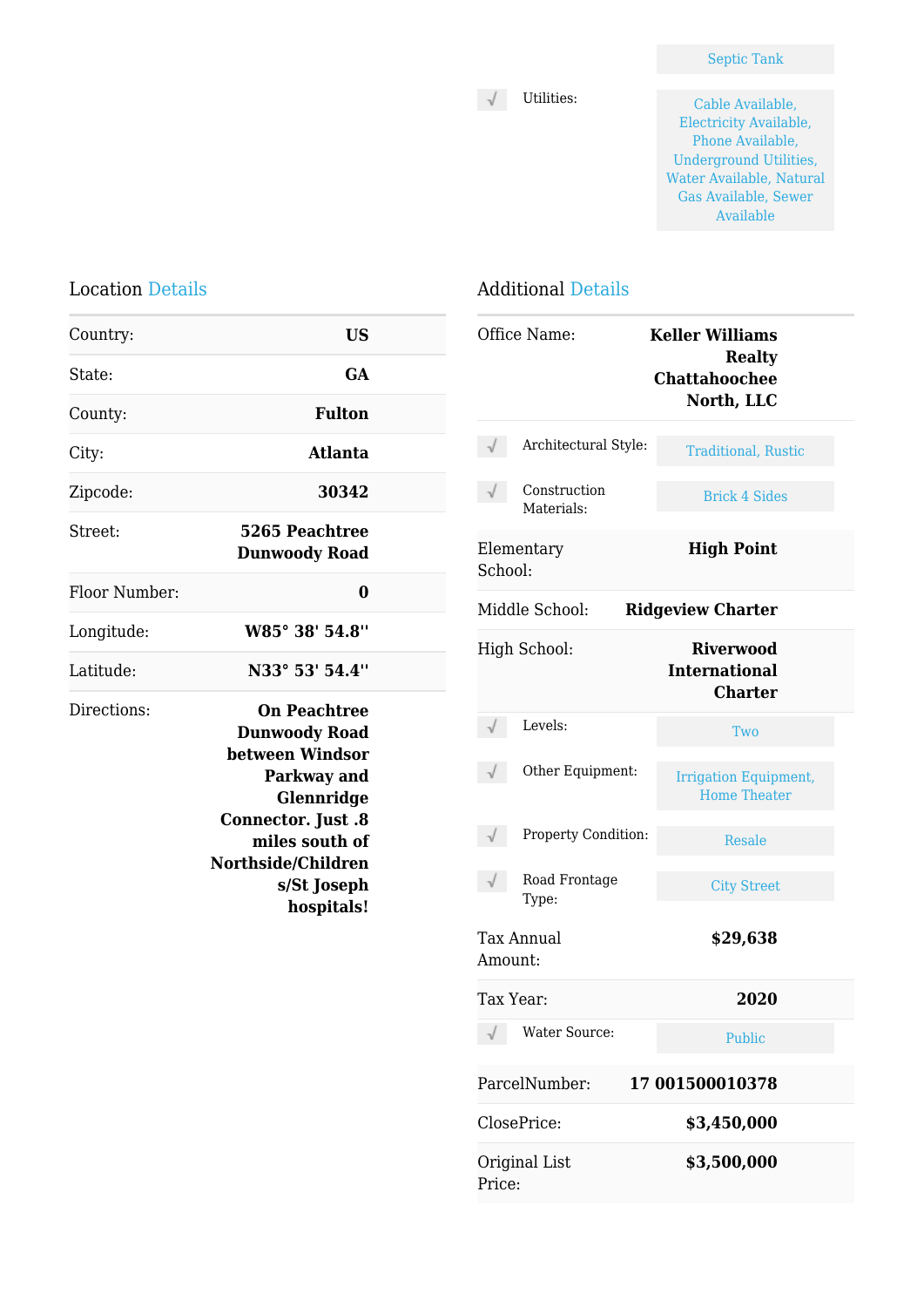| | |
|---|---|
| | Septic Tank |
| Utilities: | Cable Available, Electricity Available, Phone Available, Underground Utilities, Water Available, Natural Gas Available, Sewer Available |

## Location Details

| | |
|---|---|
| Country: | **US** |
| State: | **GA** |
| County: | **Fulton** |
| City: | **Atlanta** |
| Zipcode: | **30342** |
| Street: | **5265 Peachtree Dunwoody Road** |
| Floor Number: | **0** |
| Longitude: | **W85° 38' 54.8''** |
| Latitude: | **N33° 53' 54.4''** |
| Directions: | **On Peachtree Dunwoody Road between Windsor Parkway and Glennridge Connector. Just .8 miles south of Northside/Children s/St Joseph hospitals!** |

## Additional Details

| | |
|---|---|
| Office Name: | **Keller Williams Realty Chattahoochee North, LLC** |
| Architectural Style: | Traditional, Rustic |
| Construction Materials: | Brick 4 Sides |
| Elementary School: | **High Point** |
| Middle School: | **Ridgeview Charter** |
| High School: | **Riverwood International Charter** |
| Levels: | Two |
| Other Equipment: | Irrigation Equipment, Home Theater |
| Property Condition: | Resale |
| Road Frontage Type: | City Street |
| Tax Annual Amount: | **$29,638** |
| Tax Year: | **2020** |
| Water Source: | Public |
| ParcelNumber: | **17 001500010378** |
| ClosePrice: | **$3,450,000** |
| Original List Price: | **$3,500,000** |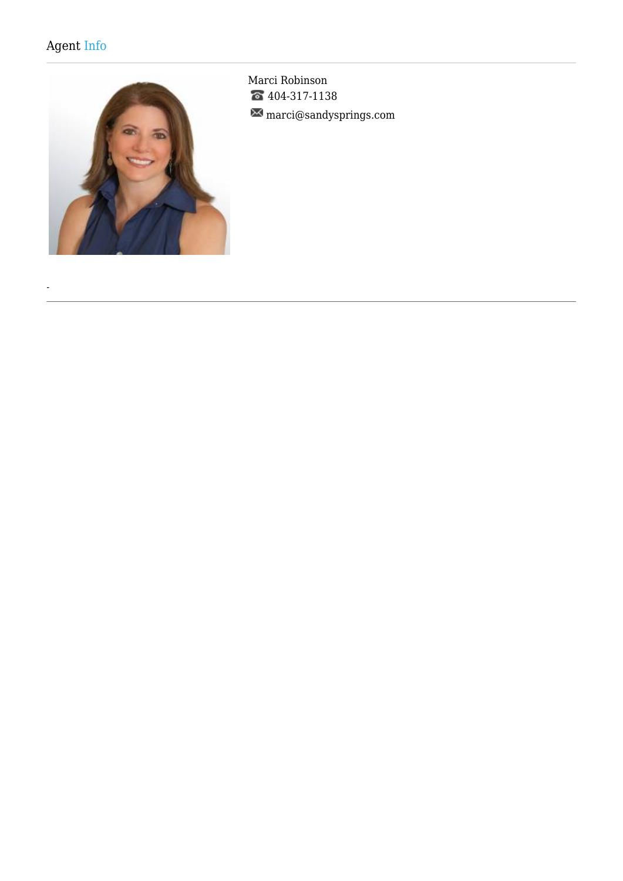## Agent Info

Marci Robinson
☎ 404-317-1138
✉ marci@sandysprings.com

-